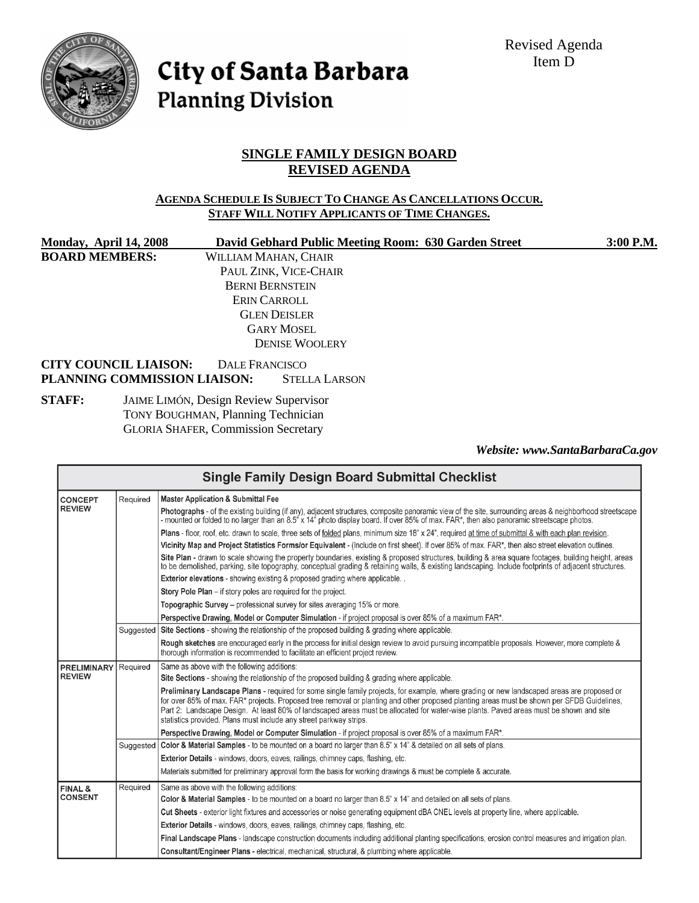Revised Agenda
Item D

# City of Santa Barbara
## Planning Division

## SINGLE FAMILY DESIGN BOARD
## REVISED AGENDA

**AGENDA SCHEDULE IS SUBJECT TO CHANGE AS CANCELLATIONS OCCUR.**
**STAFF WILL NOTIFY APPLICANTS OF TIME CHANGES.**

**Monday, April 14, 2008** **David Gebhard Public Meeting Room: 630 Garden Street** **3:00 P.M.**

**BOARD MEMBERS:**
WILLIAM MAHAN, CHAIR
PAUL ZINK, VICE-CHAIR
BERNI BERNSTEIN
ERIN CARROLL
GLEN DEISLER
GARY MOSEL
DENISE WOOLERY

**CITY COUNCIL LIAISON:** DALE FRANCISCO
**PLANNING COMMISSION LIAISON:** STELLA LARSON

**STAFF:**
JAIME LIMÓN, Design Review Supervisor
TONY BOUGHMAN, Planning Technician
GLORIA SHAFER, Commission Secretary

***Website: www.SantaBarbaraCa.gov***

| Single Family Design Board Submittal Checklist | | |
|---|---|---|
| **CONCEPT REVIEW** | Required | **Master Application & Submittal Fee** |
| | | **Photographs** - of the existing building (if any), adjacent structures, composite panoramic view of the site, surrounding areas & neighborhood streetscape - mounted or folded to no larger than an 8.5" x 14" photo display board. If over 85% of max. FAR*, then also panoramic streetscape photos. |
| | | **Plans** - floor, roof, etc. drawn to scale, three sets of folded plans, minimum size 18" x 24", required at time of submittal & with each plan revision. |
| | | **Vicinity Map and Project Statistics Forms/or Equivalent** - (Include on first sheet). If over 85% of max. FAR*, then also street elevation outlines. |
| | | **Site Plan** - drawn to scale showing the property boundaries, existing & proposed structures, building & area square footages, building height, areas to be demolished, parking, site topography, conceptual grading & retaining walls, & existing landscaping. Include footprints of adjacent structures. |
| | | **Exterior elevations** - showing existing & proposed grading where applicable. . |
| | | **Story Pole Plan** – if story poles are required for the project. |
| | | **Topographic Survey** – professional survey for sites averaging 15% or more. |
| | | **Perspective Drawing, Model or Computer Simulation** - if project proposal is over 85% of a maximum FAR*. |
| | Suggested | **Site Sections** - showing the relationship of the proposed building & grading where applicable. |
| | | **Rough sketches** are encouraged early in the process for initial design review to avoid pursuing incompatible proposals. However, more complete & thorough information is recommended to facilitate an efficient project review. |
| **PRELIMINARY REVIEW** | Required | Same as above with the following additions: |
| | | **Site Sections** - showing the relationship of the proposed building & grading where applicable. |
| | | **Preliminary Landscape Plans** - required for some single family projects, for example, where grading or new landscaped areas are proposed or for over 85% of max. FAR* projects. Proposed tree removal or planting and other proposed planting areas must be shown per SFDB Guidelines, Part 2: Landscape Design. At least 80% of landscaped areas must be allocated for water-wise plants. Paved areas must be shown and site statistics provided. Plans must include any street parkway strips. |
| | | **Perspective Drawing, Model or Computer Simulation** - if project proposal is over 85% of a maximum FAR*. |
| | Suggested | **Color & Material Samples** - to be mounted on a board no larger than 8.5" x 14" & detailed on all sets of plans. |
| | | **Exterior Details** - windows, doors, eaves, railings, chimney caps, flashing, etc. |
| | | Materials submitted for preliminary approval form the basis for working drawings & must be complete & accurate. |
| **FINAL & CONSENT** | Required | Same as above with the following additions: |
| | | **Color & Material Samples** - to be mounted on a board no larger than 8.5" x 14" and detailed on all sets of plans. |
| | | **Cut Sheets** - exterior light fixtures and accessories or noise generating equipment dBA CNEL levels at property line, where applicable. |
| | | **Exterior Details** - windows, doors, eaves, railings, chimney caps, flashing, etc. |
| | | **Final Landscape Plans** - landscape construction documents including additional planting specifications, erosion control measures and irrigation plan. |
| | | **Consultant/Engineer Plans** - electrical, mechanical, structural, & plumbing where applicable. |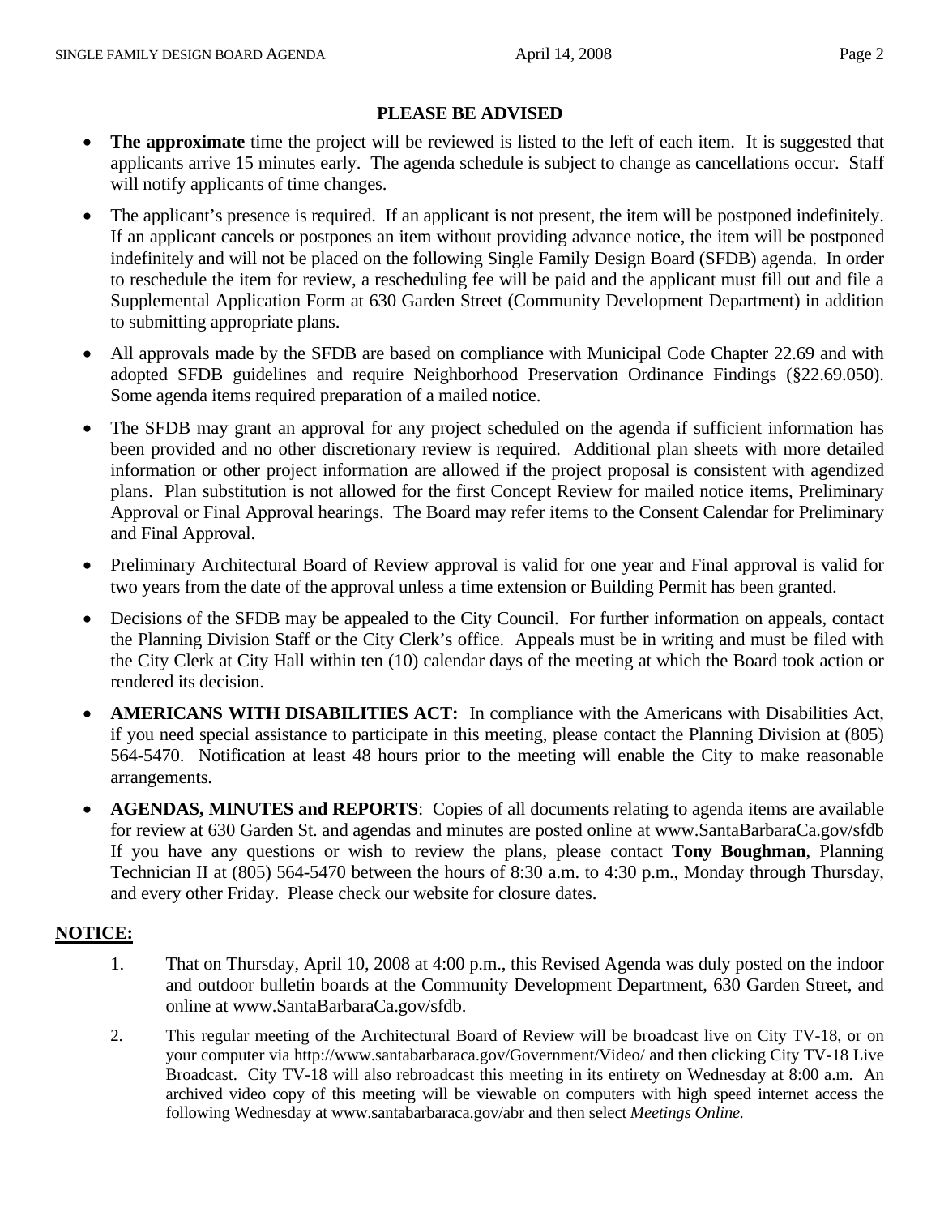## PLEASE BE ADVISED

- **The approximate** time the project will be reviewed is listed to the left of each item. It is suggested that applicants arrive 15 minutes early. The agenda schedule is subject to change as cancellations occur. Staff will notify applicants of time changes.
- The applicant's presence is required. If an applicant is not present, the item will be postponed indefinitely. If an applicant cancels or postpones an item without providing advance notice, the item will be postponed indefinitely and will not be placed on the following Single Family Design Board (SFDB) agenda. In order to reschedule the item for review, a rescheduling fee will be paid and the applicant must fill out and file a Supplemental Application Form at 630 Garden Street (Community Development Department) in addition to submitting appropriate plans.
- All approvals made by the SFDB are based on compliance with Municipal Code Chapter 22.69 and with adopted SFDB guidelines and require Neighborhood Preservation Ordinance Findings (§22.69.050). Some agenda items required preparation of a mailed notice.
- The SFDB may grant an approval for any project scheduled on the agenda if sufficient information has been provided and no other discretionary review is required. Additional plan sheets with more detailed information or other project information are allowed if the project proposal is consistent with agendized plans. Plan substitution is not allowed for the first Concept Review for mailed notice items, Preliminary Approval or Final Approval hearings. The Board may refer items to the Consent Calendar for Preliminary and Final Approval.
- Preliminary Architectural Board of Review approval is valid for one year and Final approval is valid for two years from the date of the approval unless a time extension or Building Permit has been granted.
- Decisions of the SFDB may be appealed to the City Council. For further information on appeals, contact the Planning Division Staff or the City Clerk's office. Appeals must be in writing and must be filed with the City Clerk at City Hall within ten (10) calendar days of the meeting at which the Board took action or rendered its decision.
- **AMERICANS WITH DISABILITIES ACT:** In compliance with the Americans with Disabilities Act, if you need special assistance to participate in this meeting, please contact the Planning Division at (805) 564-5470. Notification at least 48 hours prior to the meeting will enable the City to make reasonable arrangements.
- **AGENDAS, MINUTES and REPORTS**: Copies of all documents relating to agenda items are available for review at 630 Garden St. and agendas and minutes are posted online at www.SantaBarbaraCa.gov/sfdb If you have any questions or wish to review the plans, please contact **Tony Boughman**, Planning Technician II at (805) 564-5470 between the hours of 8:30 a.m. to 4:30 p.m., Monday through Thursday, and every other Friday. Please check our website for closure dates.

## NOTICE:

1. That on Thursday, April 10, 2008 at 4:00 p.m., this Revised Agenda was duly posted on the indoor and outdoor bulletin boards at the Community Development Department, 630 Garden Street, and online at www.SantaBarbaraCa.gov/sfdb.
2. This regular meeting of the Architectural Board of Review will be broadcast live on City TV-18, or on your computer via http://www.santabarbaraca.gov/Government/Video/ and then clicking City TV-18 Live Broadcast. City TV-18 will also rebroadcast this meeting in its entirety on Wednesday at 8:00 a.m. An archived video copy of this meeting will be viewable on computers with high speed internet access the following Wednesday at www.santabarbaraca.gov/abr and then select *Meetings Online.*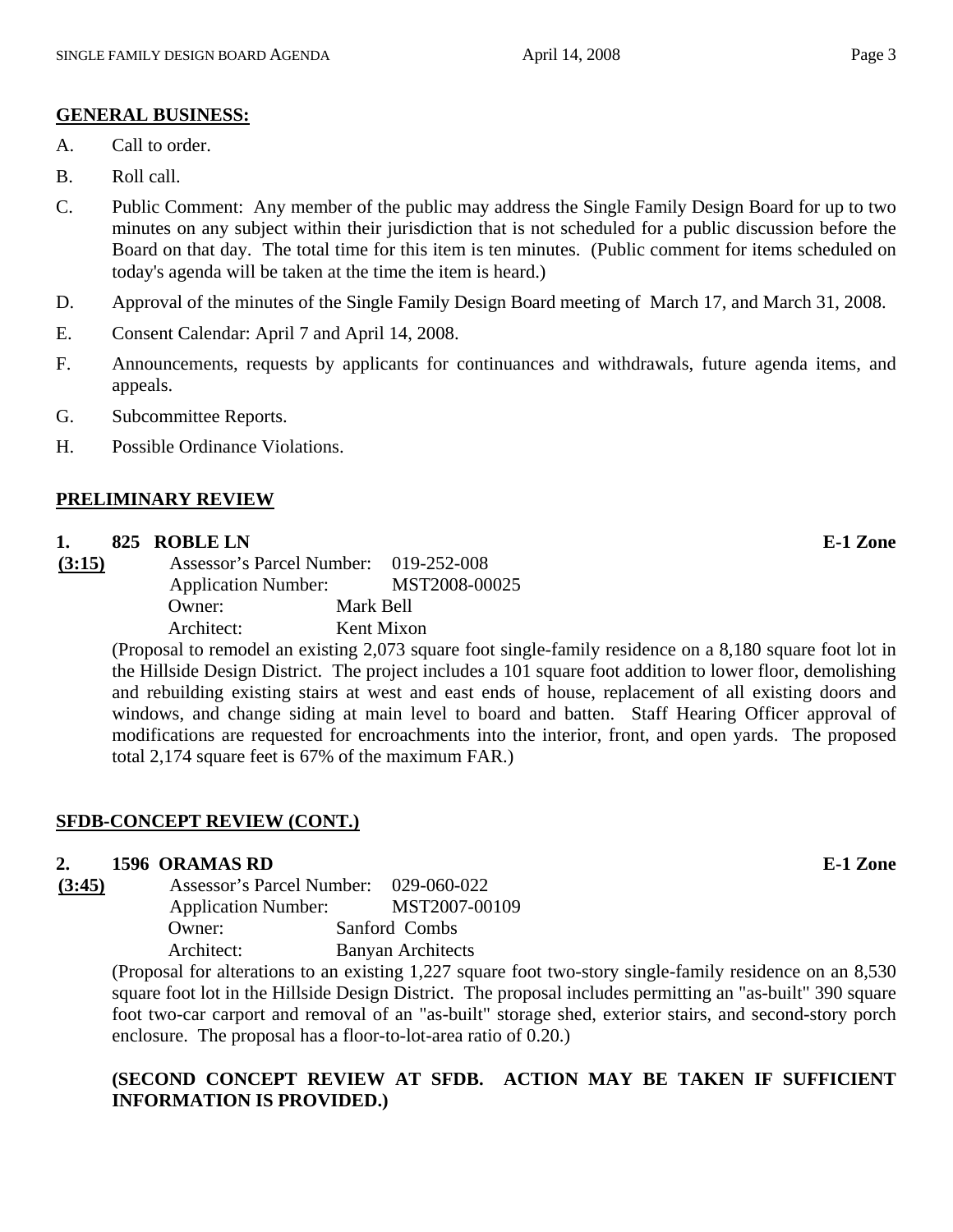**GENERAL BUSINESS:**

A. Call to order.

B. Roll call.

C. Public Comment: Any member of the public may address the Single Family Design Board for up to two minutes on any subject within their jurisdiction that is not scheduled for a public discussion before the Board on that day. The total time for this item is ten minutes. (Public comment for items scheduled on today's agenda will be taken at the time the item is heard.)

D. Approval of the minutes of the Single Family Design Board meeting of March 17, and March 31, 2008.

E. Consent Calendar: April 7 and April 14, 2008.

F. Announcements, requests by applicants for continuances and withdrawals, future agenda items, and appeals.

G. Subcommittee Reports.

H. Possible Ordinance Violations.

**PRELIMINARY REVIEW**

**1. 825 ROBLE LN** **E-1 Zone**

**(3:15)**
Assessor's Parcel Number: 019-252-008
Application Number: MST2008-00025
Owner: Mark Bell
Architect: Kent Mixon

(Proposal to remodel an existing 2,073 square foot single-family residence on a 8,180 square foot lot in the Hillside Design District. The project includes a 101 square foot addition to lower floor, demolishing and rebuilding existing stairs at west and east ends of house, replacement of all existing doors and windows, and change siding at main level to board and batten. Staff Hearing Officer approval of modifications are requested for encroachments into the interior, front, and open yards. The proposed total 2,174 square feet is 67% of the maximum FAR.)

**SFDB-CONCEPT REVIEW (CONT.)**

**2. 1596 ORAMAS RD** **E-1 Zone**

**(3:45)**
Assessor's Parcel Number: 029-060-022
Application Number: MST2007-00109
Owner: Sanford Combs
Architect: Banyan Architects

(Proposal for alterations to an existing 1,227 square foot two-story single-family residence on an 8,530 square foot lot in the Hillside Design District. The proposal includes permitting an "as-built" 390 square foot two-car carport and removal of an "as-built" storage shed, exterior stairs, and second-story porch enclosure. The proposal has a floor-to-lot-area ratio of 0.20.)

**(SECOND CONCEPT REVIEW AT SFDB. ACTION MAY BE TAKEN IF SUFFICIENT INFORMATION IS PROVIDED.)**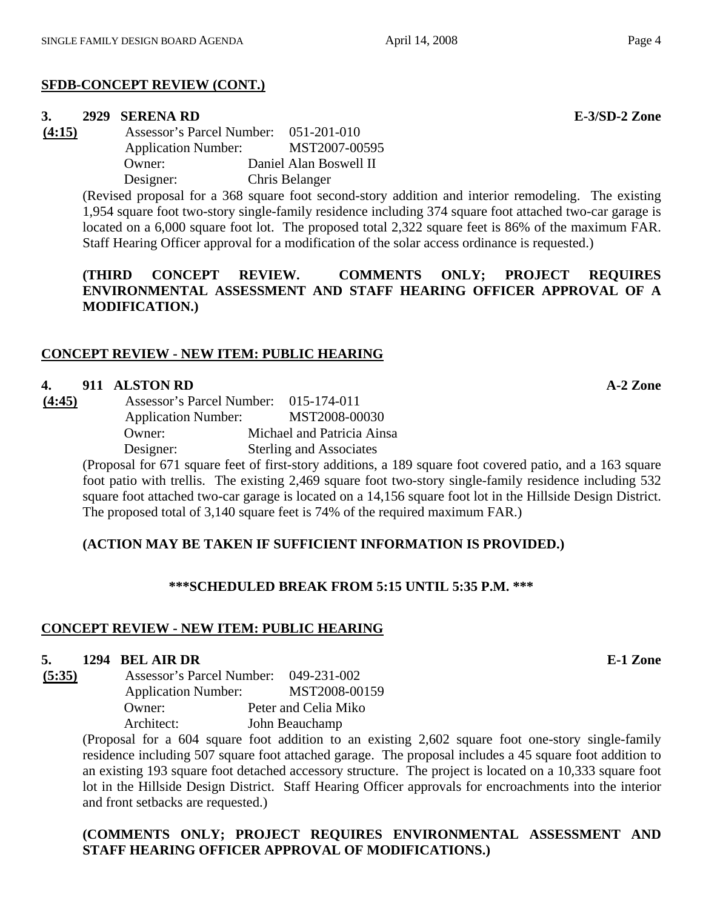## SFDB-CONCEPT REVIEW (CONT.)

**3. 2929 SERENA RD** **E-3/SD-2 Zone**

**(4:15)**

Assessor's Parcel Number: 051-201-010
Application Number: MST2007-00595
Owner: Daniel Alan Boswell II
Designer: Chris Belanger

(Revised proposal for a 368 square foot second-story addition and interior remodeling. The existing 1,954 square foot two-story single-family residence including 374 square foot attached two-car garage is located on a 6,000 square foot lot. The proposed total 2,322 square feet is 86% of the maximum FAR. Staff Hearing Officer approval for a modification of the solar access ordinance is requested.)

**(THIRD CONCEPT REVIEW. COMMENTS ONLY; PROJECT REQUIRES ENVIRONMENTAL ASSESSMENT AND STAFF HEARING OFFICER APPROVAL OF A MODIFICATION.)**

## CONCEPT REVIEW - NEW ITEM: PUBLIC HEARING

**4. 911 ALSTON RD** **A-2 Zone**

**(4:45)**

Assessor's Parcel Number: 015-174-011
Application Number: MST2008-00030
Owner: Michael and Patricia Ainsa
Designer: Sterling and Associates

(Proposal for 671 square feet of first-story additions, a 189 square foot covered patio, and a 163 square foot patio with trellis. The existing 2,469 square foot two-story single-family residence including 532 square foot attached two-car garage is located on a 14,156 square foot lot in the Hillside Design District. The proposed total of 3,140 square feet is 74% of the required maximum FAR.)

**(ACTION MAY BE TAKEN IF SUFFICIENT INFORMATION IS PROVIDED.)**

**\*\*\*SCHEDULED BREAK FROM 5:15 UNTIL 5:35 P.M. \*\*\***

## CONCEPT REVIEW - NEW ITEM: PUBLIC HEARING

**5. 1294 BEL AIR DR** **E-1 Zone**

**(5:35)**

Assessor's Parcel Number: 049-231-002
Application Number: MST2008-00159
Owner: Peter and Celia Miko
Architect: John Beauchamp

(Proposal for a 604 square foot addition to an existing 2,602 square foot one-story single-family residence including 507 square foot attached garage. The proposal includes a 45 square foot addition to an existing 193 square foot detached accessory structure. The project is located on a 10,333 square foot lot in the Hillside Design District. Staff Hearing Officer approvals for encroachments into the interior and front setbacks are requested.)

**(COMMENTS ONLY; PROJECT REQUIRES ENVIRONMENTAL ASSESSMENT AND STAFF HEARING OFFICER APPROVAL OF MODIFICATIONS.)**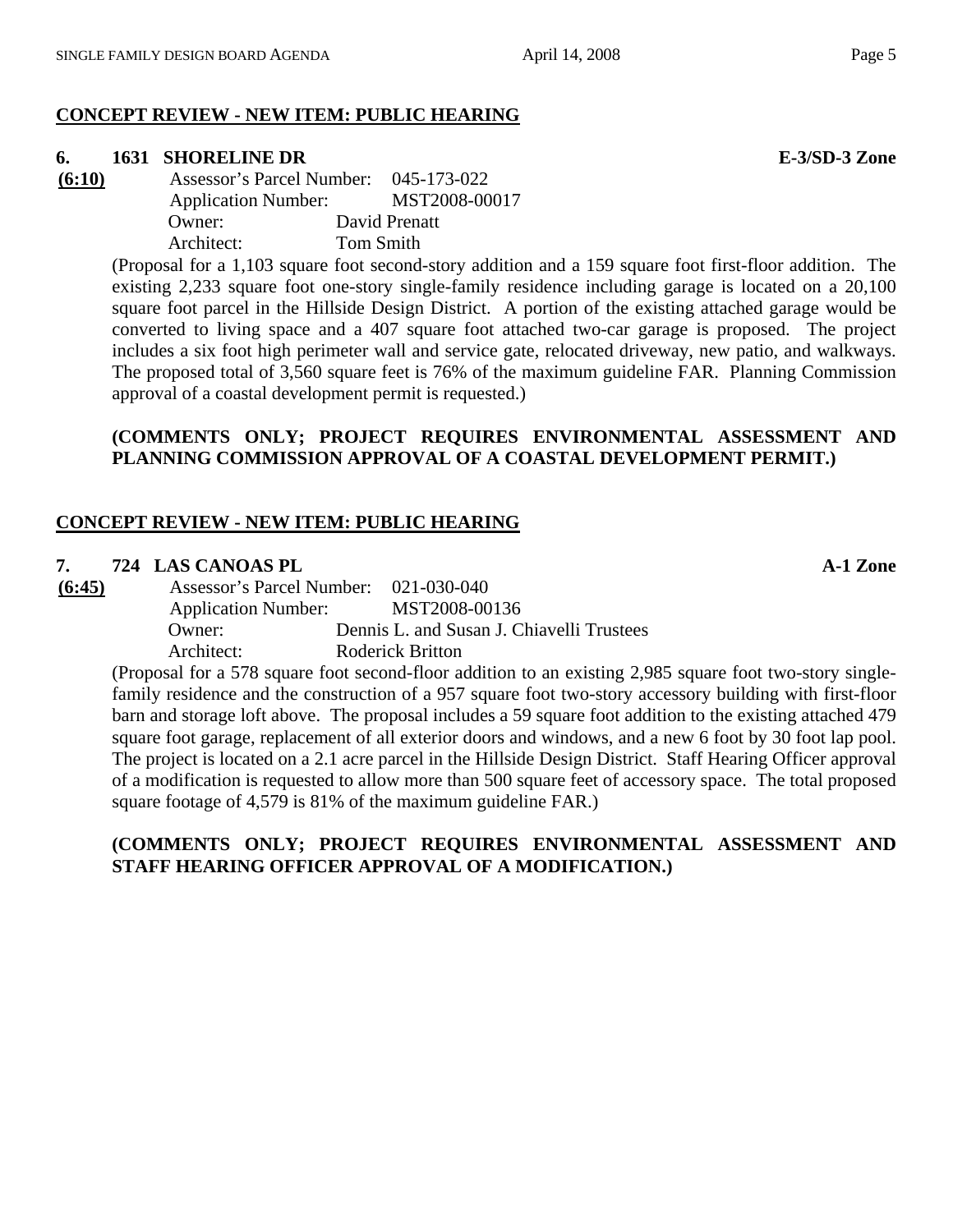## CONCEPT REVIEW - NEW ITEM: PUBLIC HEARING

**6. 1631 SHORELINE DR** **E-3/SD-3 Zone**

**(6:10)**

Assessor's Parcel Number: 045-173-022
Application Number: MST2008-00017
Owner: David Prenatt
Architect: Tom Smith

(Proposal for a 1,103 square foot second-story addition and a 159 square foot first-floor addition. The existing 2,233 square foot one-story single-family residence including garage is located on a 20,100 square foot parcel in the Hillside Design District. A portion of the existing attached garage would be converted to living space and a 407 square foot attached two-car garage is proposed. The project includes a six foot high perimeter wall and service gate, relocated driveway, new patio, and walkways. The proposed total of 3,560 square feet is 76% of the maximum guideline FAR. Planning Commission approval of a coastal development permit is requested.)

**(COMMENTS ONLY; PROJECT REQUIRES ENVIRONMENTAL ASSESSMENT AND PLANNING COMMISSION APPROVAL OF A COASTAL DEVELOPMENT PERMIT.)**

## CONCEPT REVIEW - NEW ITEM: PUBLIC HEARING

**7. 724 LAS CANOAS PL** **A-1 Zone**

**(6:45)**

Assessor's Parcel Number: 021-030-040
Application Number: MST2008-00136
Owner: Dennis L. and Susan J. Chiavelli Trustees
Architect: Roderick Britton

(Proposal for a 578 square foot second-floor addition to an existing 2,985 square foot two-story single-family residence and the construction of a 957 square foot two-story accessory building with first-floor barn and storage loft above. The proposal includes a 59 square foot addition to the existing attached 479 square foot garage, replacement of all exterior doors and windows, and a new 6 foot by 30 foot lap pool. The project is located on a 2.1 acre parcel in the Hillside Design District. Staff Hearing Officer approval of a modification is requested to allow more than 500 square feet of accessory space. The total proposed square footage of 4,579 is 81% of the maximum guideline FAR.)

**(COMMENTS ONLY; PROJECT REQUIRES ENVIRONMENTAL ASSESSMENT AND STAFF HEARING OFFICER APPROVAL OF A MODIFICATION.)**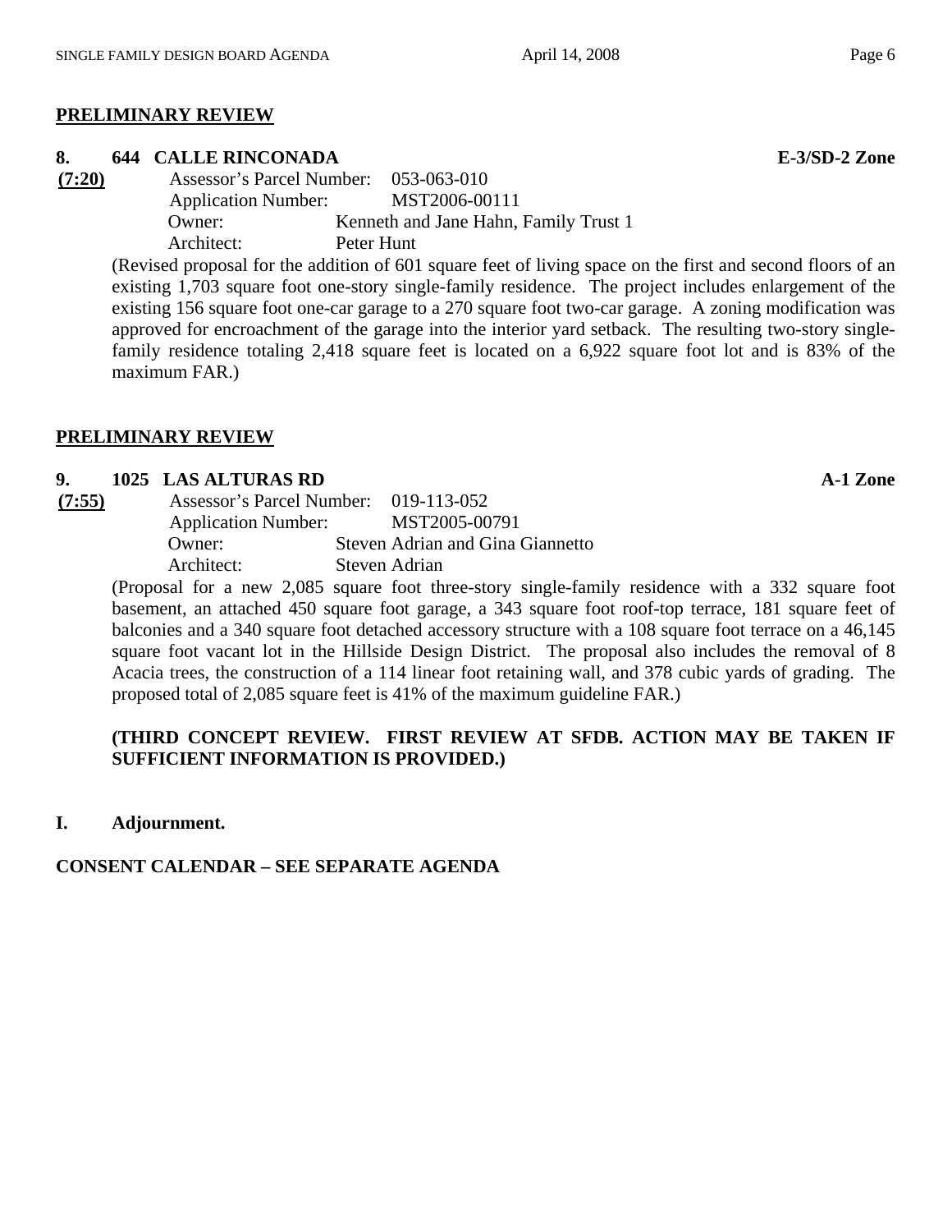## PRELIMINARY REVIEW

**8. 644 CALLE RINCONADA** **E-3/SD-2 Zone**

**(7:20)**

Assessor's Parcel Number: 053-063-010
Application Number: MST2006-00111
Owner: Kenneth and Jane Hahn, Family Trust 1
Architect: Peter Hunt

(Revised proposal for the addition of 601 square feet of living space on the first and second floors of an existing 1,703 square foot one-story single-family residence. The project includes enlargement of the existing 156 square foot one-car garage to a 270 square foot two-car garage. A zoning modification was approved for encroachment of the garage into the interior yard setback. The resulting two-story single-family residence totaling 2,418 square feet is located on a 6,922 square foot lot and is 83% of the maximum FAR.)

## PRELIMINARY REVIEW

**9. 1025 LAS ALTURAS RD** **A-1 Zone**

**(7:55)**

Assessor's Parcel Number: 019-113-052
Application Number: MST2005-00791
Owner: Steven Adrian and Gina Giannetto
Architect: Steven Adrian

(Proposal for a new 2,085 square foot three-story single-family residence with a 332 square foot basement, an attached 450 square foot garage, a 343 square foot roof-top terrace, 181 square feet of balconies and a 340 square foot detached accessory structure with a 108 square foot terrace on a 46,145 square foot vacant lot in the Hillside Design District. The proposal also includes the removal of 8 Acacia trees, the construction of a 114 linear foot retaining wall, and 378 cubic yards of grading. The proposed total of 2,085 square feet is 41% of the maximum guideline FAR.)

**(THIRD CONCEPT REVIEW. FIRST REVIEW AT SFDB. ACTION MAY BE TAKEN IF SUFFICIENT INFORMATION IS PROVIDED.)**

**I. Adjournment.**

**CONSENT CALENDAR – SEE SEPARATE AGENDA**